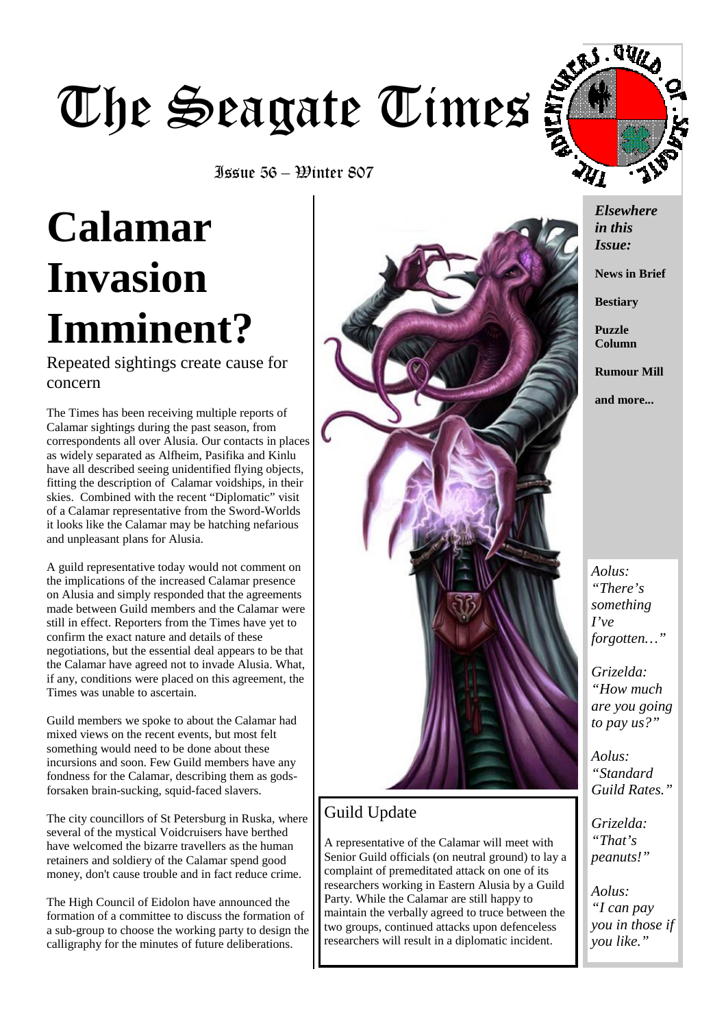# The Seagate Times

Issue 56 – Winter 807

# Calamar Invasion Imminent?

Repeated sightings create cause for concern

The Times has been receiving multiple reports of Calamar sightings during the past season, from correspondents all over Alusia. Our contacts in places as widely separated as Alfheim, Pasifika and Kinlu have all described seeing unidentified flying objects, fitting the description of Calamar voidships, in their skies. Combined with the recent "Diplomatic" visit of a Calamar representative from the Sword-Worlds it looks like the Calamar may be hatching nefarious and unpleasant plans for Alusia.

A guild representative today would not comment on the implications of the increased Calamar presence on Alusia and simply responded that the agreements made between Guild members and the Calamar were still in effect. Reporters from the Times have yet to confirm the exact nature and details of these negotiations, but the essential deal appears to be that the Calamar have agreed not to invade Alusia. What, if any, conditions were placed on this agreement, the Times was unable to ascertain.

Guild members we spoke to about the Calamar had mixed views on the recent events, but most felt something would need to be done about these incursions and soon. Few Guild members have any fondness for the Calamar, describing them as gods-forsaken brain-sucking, squid-faced slavers.

The city councillors of St Petersburg in Ruska, where several of the mystical Voidcruisers have berthed have welcomed the bizarre travellers as the human retainers and soldiery of the Calamar spend good money, don't cause trouble and in fact reduce crime.

The High Council of Eidolon have announced the formation of a committee to discuss the formation of a sub-group to choose the working party to design the calligraphy for the minutes of future deliberations.

## Guild Update

A representative of the Calamar will meet with Senior Guild officials (on neutral ground) to lay a complaint of premeditated attack on one of its researchers working in Eastern Alusia by a Guild Party. While the Calamar are still happy to maintain the verbally agreed to truce between the two groups, continued attacks upon defenceless researchers will result in a diplomatic incident.

***Elsewhere in this Issue:***

**News in Brief**

**Bestiary**

**Puzzle Column**

**Rumour Mill**

**and more...**

*Aolus: "There's something I've forgotten…"*

*Grizelda: "How much are you going to pay us?"*

*Aolus: "Standard Guild Rates."*

*Grizelda: "That's peanuts!"*

*Aolus: "I can pay you in those if you like."*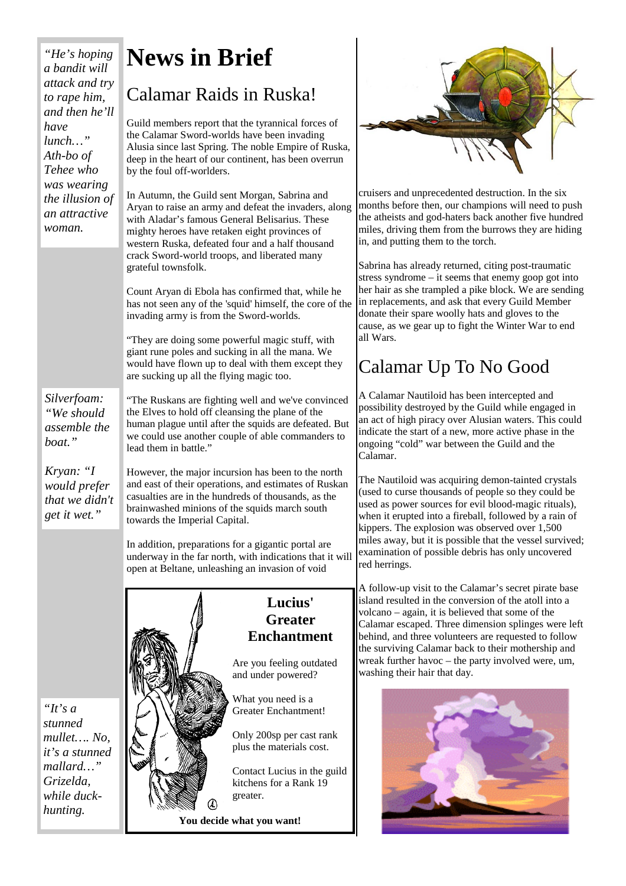*"He's hoping a bandit will attack and try to rape him, and then he'll have lunch…" Ath-bo of Tehee who was wearing the illusion of an attractive woman.*

*Silverfoam: "We should assemble the boat."*

*Kryan: "I would prefer that we didn't get it wet."*

*"It's a stunned mullet…. No, it's a stunned mallard…" Grizelda, while duck-hunting.*

# News in Brief

## Calamar Raids in Ruska!

Guild members report that the tyrannical forces of the Calamar Sword-worlds have been invading Alusia since last Spring. The noble Empire of Ruska, deep in the heart of our continent, has been overrun by the foul off-worlders.

In Autumn, the Guild sent Morgan, Sabrina and Aryan to raise an army and defeat the invaders, along with Aladar's famous General Belisarius. These mighty heroes have retaken eight provinces of western Ruska, defeated four and a half thousand crack Sword-world troops, and liberated many grateful townsfolk.

Count Aryan di Ebola has confirmed that, while he has not seen any of the 'squid' himself, the core of the invading army is from the Sword-worlds.

"They are doing some powerful magic stuff, with giant rune poles and sucking in all the mana. We would have flown up to deal with them except they are sucking up all the flying magic too.

"The Ruskans are fighting well and we've convinced the Elves to hold off cleansing the plane of the human plague until after the squids are defeated. But we could use another couple of able commanders to lead them in battle."

However, the major incursion has been to the north and east of their operations, and estimates of Ruskan casualties are in the hundreds of thousands, as the brainwashed minions of the squids march south towards the Imperial Capital.

In addition, preparations for a gigantic portal are underway in the far north, with indications that it will open at Beltane, unleashing an invasion of void cruisers and unprecedented destruction. In the six months before then, our champions will need to push the atheists and god-haters back another five hundred miles, driving them from the burrows they are hiding in, and putting them to the torch.

Sabrina has already returned, citing post-traumatic stress syndrome – it seems that enemy goop got into her hair as she trampled a pike block. We are sending in replacements, and ask that every Guild Member donate their spare woolly hats and gloves to the cause, as we gear up to fight the Winter War to end all Wars.

### Lucius' Greater Enchantment

Are you feeling outdated and under powered?

What you need is a Greater Enchantment!

Only 200sp per cast rank plus the materials cost.

Contact Lucius in the guild kitchens for a Rank 19 greater.

**You decide what you want!**

## Calamar Up To No Good

A Calamar Nautiloid has been intercepted and possibility destroyed by the Guild while engaged in an act of high piracy over Alusian waters. This could indicate the start of a new, more active phase in the ongoing "cold" war between the Guild and the Calamar.

The Nautiloid was acquiring demon-tainted crystals (used to curse thousands of people so they could be used as power sources for evil blood-magic rituals), when it erupted into a fireball, followed by a rain of kippers. The explosion was observed over 1,500 miles away, but it is possible that the vessel survived; examination of possible debris has only uncovered red herrings.

A follow-up visit to the Calamar's secret pirate base island resulted in the conversion of the atoll into a volcano – again, it is believed that some of the Calamar escaped. Three dimension splinges were left behind, and three volunteers are requested to follow the surviving Calamar back to their mothership and wreak further havoc – the party involved were, um, washing their hair that day.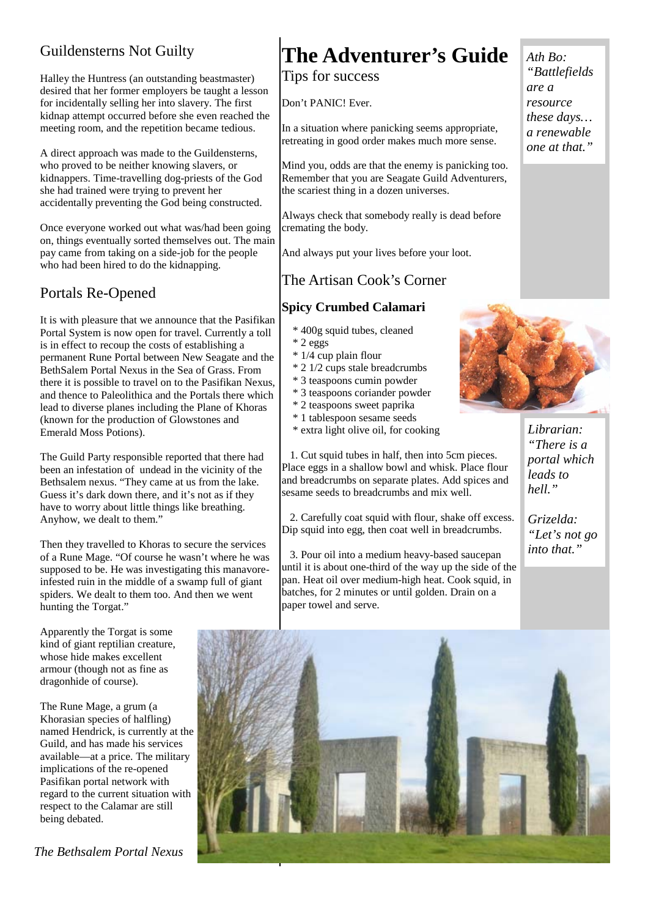## Guildensterns Not Guilty

Halley the Huntress (an outstanding beastmaster) desired that her former employers be taught a lesson for incidentally selling her into slavery. The first kidnap attempt occurred before she even reached the meeting room, and the repetition became tedious.

A direct approach was made to the Guildensterns, who proved to be neither knowing slavers, or kidnappers. Time-travelling dog-priests of the God she had trained were trying to prevent her accidentally preventing the God being constructed.

Once everyone worked out what was/had been going on, things eventually sorted themselves out. The main pay came from taking on a side-job for the people who had been hired to do the kidnapping.

## Portals Re-Opened

It is with pleasure that we announce that the Pasifikan Portal System is now open for travel. Currently a toll is in effect to recoup the costs of establishing a permanent Rune Portal between New Seagate and the BethSalem Portal Nexus in the Sea of Grass. From there it is possible to travel on to the Pasifikan Nexus, and thence to Paleolithica and the Portals there which lead to diverse planes including the Plane of Khoras (known for the production of Glowstones and Emerald Moss Potions).

The Guild Party responsible reported that there had been an infestation of undead in the vicinity of the Bethsalem nexus. "They came at us from the lake. Guess it's dark down there, and it's not as if they have to worry about little things like breathing. Anyhow, we dealt to them."

Then they travelled to Khoras to secure the services of a Rune Mage. "Of course he wasn't where he was supposed to be. He was investigating this manavore-infested ruin in the middle of a swamp full of giant spiders. We dealt to them too. And then we went hunting the Torgat."

Apparently the Torgat is some kind of giant reptilian creature, whose hide makes excellent armour (though not as fine as dragonhide of course).

The Rune Mage, a grum (a Khorasian species of halfling) named Hendrick, is currently at the Guild, and has made his services available—at a price. The military implications of the re-opened Pasifikan portal network with regard to the current situation with respect to the Calamar are still being debated.

*The Bethsalem Portal Nexus*

# The Adventurer's Guide

## Tips for success

Don't PANIC! Ever.

In a situation where panicking seems appropriate, retreating in good order makes much more sense.

Mind you, odds are that the enemy is panicking too. Remember that you are Seagate Guild Adventurers, the scariest thing in a dozen universes.

Always check that somebody really is dead before cremating the body.

And always put your lives before your loot.

## The Artisan Cook's Corner

### Spicy Crumbed Calamari

* 400g squid tubes, cleaned
* 2 eggs
* 1/4 cup plain flour
* 2 1/2 cups stale breadcrumbs
* 3 teaspoons cumin powder
* 3 teaspoons coriander powder
* 2 teaspoons sweet paprika
* 1 tablespoon sesame seeds
* extra light olive oil, for cooking

1. Cut squid tubes in half, then into 5cm pieces. Place eggs in a shallow bowl and whisk. Place flour and breadcrumbs on separate plates. Add spices and sesame seeds to breadcrumbs and mix well.

2. Carefully coat squid with flour, shake off excess. Dip squid into egg, then coat well in breadcrumbs.

3. Pour oil into a medium heavy-based saucepan until it is about one-third of the way up the side of the pan. Heat oil over medium-high heat. Cook squid, in batches, for 2 minutes or until golden. Drain on a paper towel and serve.

*Ath Bo: "Battlefields are a resource these days… a renewable one at that."*

*Librarian: "There is a portal which leads to hell."*

*Grizelda: "Let's not go into that."*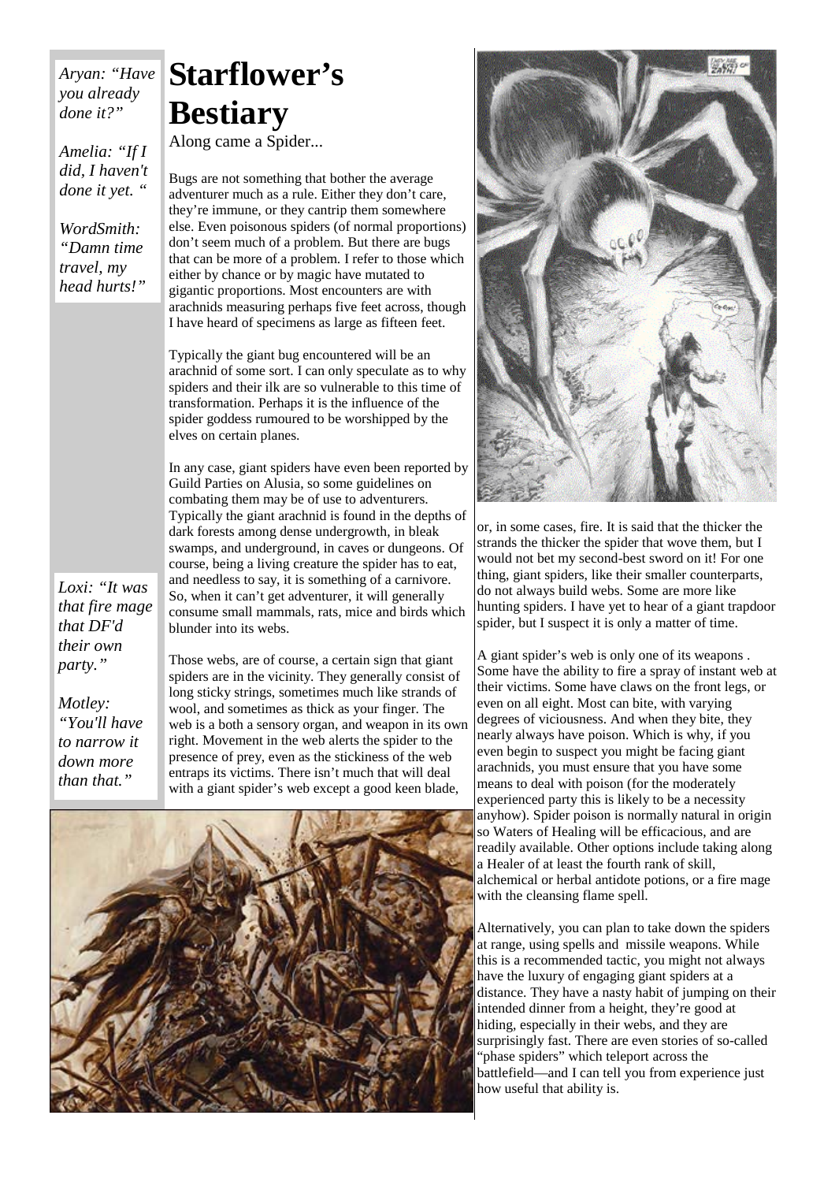*Aryan: "Have you already done it?"*

*Amelia: "If I did, I haven't done it yet. "*

*WordSmith: "Damn time travel, my head hurts!"*

# Starflower's Bestiary

Along came a Spider...

Bugs are not something that bother the average adventurer much as a rule. Either they don't care, they're immune, or they cantrip them somewhere else. Even poisonous spiders (of normal proportions) don't seem much of a problem. But there are bugs that can be more of a problem. I refer to those which either by chance or by magic have mutated to gigantic proportions. Most encounters are with arachnids measuring perhaps five feet across, though I have heard of specimens as large as fifteen feet.

Typically the giant bug encountered will be an arachnid of some sort. I can only speculate as to why spiders and their ilk are so vulnerable to this time of transformation. Perhaps it is the influence of the spider goddess rumoured to be worshipped by the elves on certain planes.

In any case, giant spiders have even been reported by Guild Parties on Alusia, so some guidelines on combating them may be of use to adventurers. Typically the giant arachnid is found in the depths of dark forests among dense undergrowth, in bleak swamps, and underground, in caves or dungeons. Of course, being a living creature the spider has to eat, and needless to say, it is something of a carnivore. So, when it can't get adventurer, it will generally consume small mammals, rats, mice and birds which blunder into its webs.

*Loxi: "It was that fire mage that DF'd their own party."*

*Motley: "You'll have to narrow it down more than that."*

Those webs, are of course, a certain sign that giant spiders are in the vicinity. They generally consist of long sticky strings, sometimes much like strands of wool, and sometimes as thick as your finger. The web is a both a sensory organ, and weapon in its own right. Movement in the web alerts the spider to the presence of prey, even as the stickiness of the web entraps its victims. There isn't much that will deal with a giant spider's web except a good keen blade, or, in some cases, fire. It is said that the thicker the strands the thicker the spider that wove them, but I would not bet my second-best sword on it! For one thing, giant spiders, like their smaller counterparts, do not always build webs. Some are more like hunting spiders. I have yet to hear of a giant trapdoor spider, but I suspect it is only a matter of time.

A giant spider's web is only one of its weapons . Some have the ability to fire a spray of instant web at their victims. Some have claws on the front legs, or even on all eight. Most can bite, with varying degrees of viciousness. And when they bite, they nearly always have poison. Which is why, if you even begin to suspect you might be facing giant arachnids, you must ensure that you have some means to deal with poison (for the moderately experienced party this is likely to be a necessity anyhow). Spider poison is normally natural in origin so Waters of Healing will be efficacious, and are readily available. Other options include taking along a Healer of at least the fourth rank of skill, alchemical or herbal antidote potions, or a fire mage with the cleansing flame spell.

Alternatively, you can plan to take down the spiders at range, using spells and missile weapons. While this is a recommended tactic, you might not always have the luxury of engaging giant spiders at a distance. They have a nasty habit of jumping on their intended dinner from a height, they're good at hiding, especially in their webs, and they are surprisingly fast. There are even stories of so-called "phase spiders" which teleport across the battlefield—and I can tell you from experience just how useful that ability is.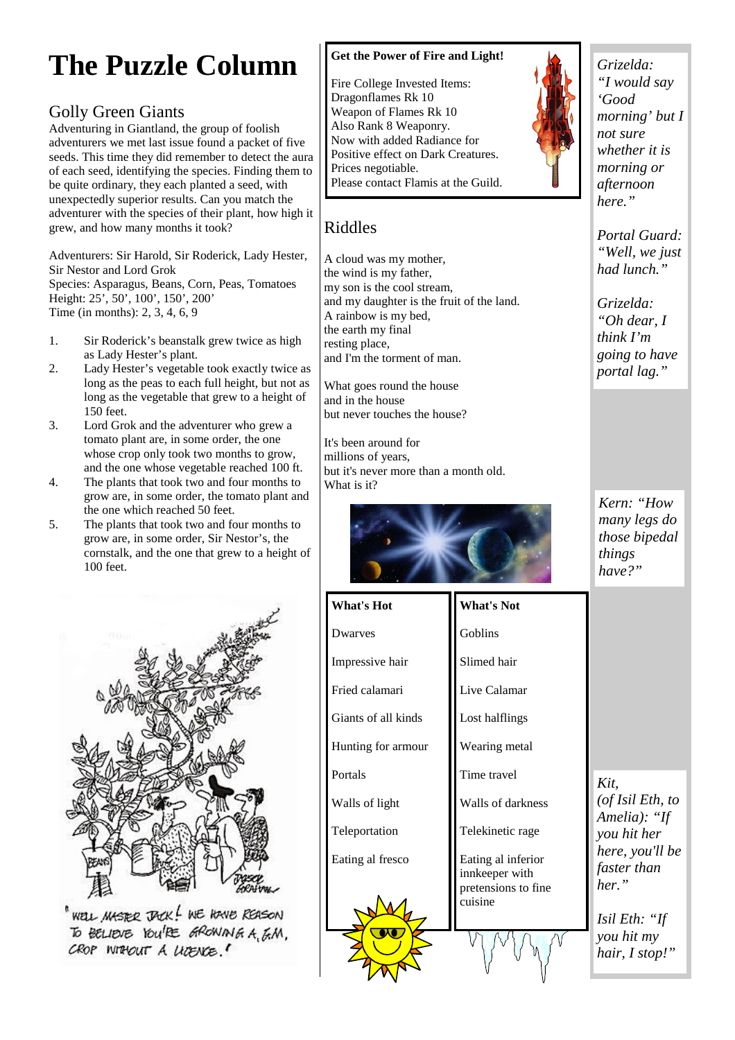# The Puzzle Column

## Golly Green Giants

Adventuring in Giantland, the group of foolish adventurers we met last issue found a packet of five seeds. This time they did remember to detect the aura of each seed, identifying the species. Finding them to be quite ordinary, they each planted a seed, with unexpectedly superior results. Can you match the adventurer with the species of their plant, how high it grew, and how many months it took?

Adventurers: Sir Harold, Sir Roderick, Lady Hester, Sir Nestor and Lord Grok
Species: Asparagus, Beans, Corn, Peas, Tomatoes
Height: 25', 50', 100', 150', 200'
Time (in months): 2, 3, 4, 6, 9

1. Sir Roderick's beanstalk grew twice as high as Lady Hester's plant.
2. Lady Hester's vegetable took exactly twice as long as the peas to each full height, but not as long as the vegetable that grew to a height of 150 feet.
3. Lord Grok and the adventurer who grew a tomato plant are, in some order, the one whose crop only took two months to grow, and the one whose vegetable reached 100 ft.
4. The plants that took two and four months to grow are, in some order, the tomato plant and the one which reached 50 feet.
5. The plants that took two and four months to grow are, in some order, Sir Nestor's, the cornstalk, and the one that grew to a height of 100 feet.

"Well Master Jack! We have reason to believe you're growing a G.M. crop without a licence."

**Get the Power of Fire and Light!**

Fire College Invested Items:
Dragonflames Rk 10
Weapon of Flames Rk 10
Also Rank 8 Weaponry.
Now with added Radiance for
Positive effect on Dark Creatures.
Prices negotiable.
Please contact Flamis at the Guild.

## Riddles

A cloud was my mother,
the wind is my father,
my son is the cool stream,
and my daughter is the fruit of the land.
A rainbow is my bed,
the earth my final
resting place,
and I'm the torment of man.

What goes round the house
and in the house
but never touches the house?

It's been around for
millions of years,
but it's never more than a month old.
What is it?

| What's Hot | What's Not |
|---|---|
| Dwarves | Goblins |
| Impressive hair | Slimed hair |
| Fried calamari | Live Calamar |
| Giants of all kinds | Lost halflings |
| Hunting for armour | Wearing metal |
| Portals | Time travel |
| Walls of light | Walls of darkness |
| Teleportation | Telekinetic rage |
| Eating al fresco | Eating al inferior innkeeper with pretensions to fine cuisine |

*Grizelda: "I would say 'Good morning' but I not sure whether it is morning or afternoon here."*

*Portal Guard: "Well, we just had lunch."*

*Grizelda: "Oh dear, I think I'm going to have portal lag."*

*Kern: "How many legs do those bipedal things have?"*

*Kit, (of Isil Eth, to Amelia): "If you hit her here, you'll be faster than her."*

*Isil Eth: "If you hit my hair, I stop!"*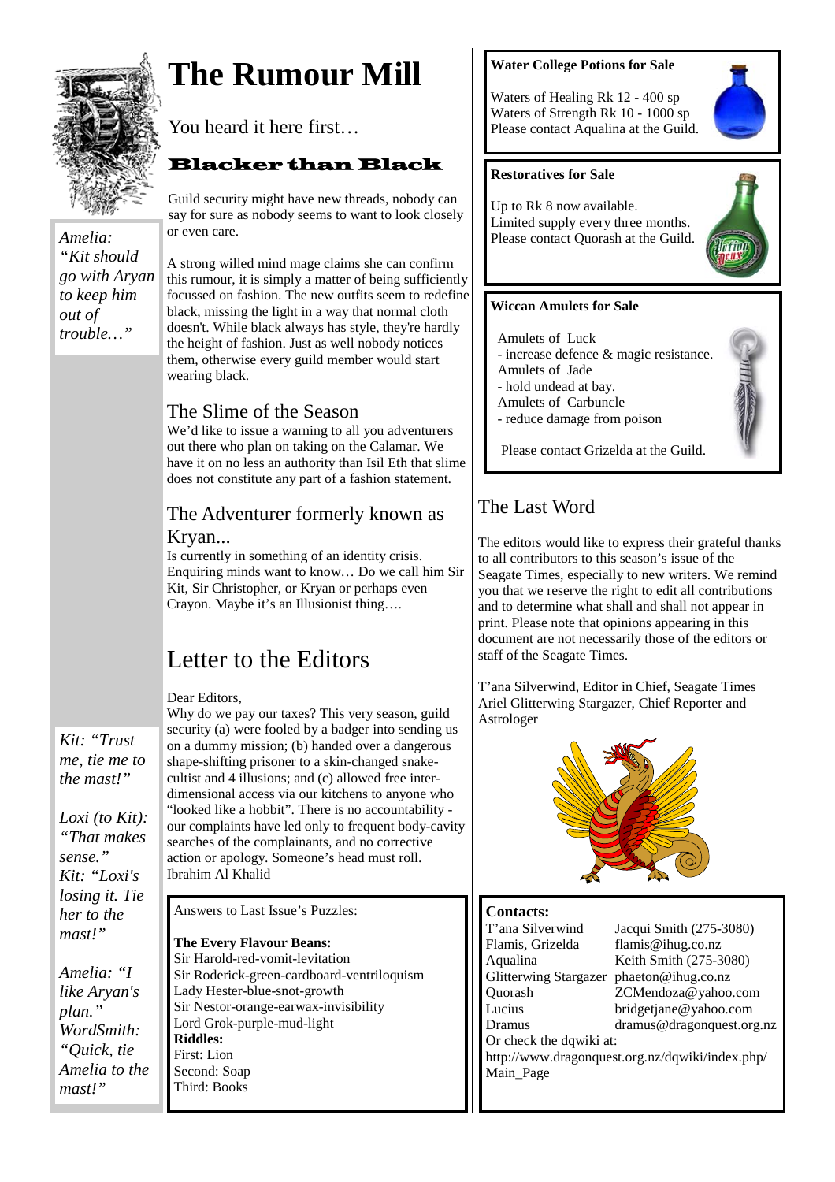# The Rumour Mill

You heard it here first…

## Blacker than Black

Guild security might have new threads, nobody can say for sure as nobody seems to want to look closely or even care.

A strong willed mind mage claims she can confirm this rumour, it is simply a matter of being sufficiently focussed on fashion. The new outfits seem to redefine black, missing the light in a way that normal cloth doesn't. While black always has style, they're hardly the height of fashion. Just as well nobody notices them, otherwise every guild member would start wearing black.

## The Slime of the Season

We'd like to issue a warning to all you adventurers out there who plan on taking on the Calamar. We have it on no less an authority than Isil Eth that slime does not constitute any part of a fashion statement.

## The Adventurer formerly known as Kryan...

Is currently in something of an identity crisis. Enquiring minds want to know… Do we call him Sir Kit, Sir Christopher, or Kryan or perhaps even Crayon. Maybe it's an Illusionist thing….

*Amelia: "Kit should go with Aryan to keep him out of trouble…"*

# Letter to the Editors

Dear Editors,

Why do we pay our taxes? This very season, guild security (a) were fooled by a badger into sending us on a dummy mission; (b) handed over a dangerous shape-shifting prisoner to a skin-changed snake-cultist and 4 illusions; and (c) allowed free inter-dimensional access via our kitchens to anyone who "looked like a hobbit". There is no accountability - our complaints have led only to frequent body-cavity searches of the complainants, and no corrective action or apology. Someone's head must roll.

Ibrahim Al Khalid

*Kit: "Trust me, tie me to the mast!"*

*Loxi (to Kit): "That makes sense."*

*Kit: "Loxi's losing it. Tie her to the mast!"*

*Amelia: "I like Aryan's plan."*

*WordSmith: "Quick, tie Amelia to the mast!"*

Answers to Last Issue's Puzzles:

**The Every Flavour Beans:**
Sir Harold-red-vomit-levitation
Sir Roderick-green-cardboard-ventriloquism
Lady Hester-blue-snot-growth
Sir Nestor-orange-earwax-invisibility
Lord Grok-purple-mud-light

**Riddles:**
First: Lion
Second: Soap
Third: Books

**Water College Potions for Sale**

Waters of Healing Rk 12 - 400 sp
Waters of Strength Rk 10 - 1000 sp
Please contact Aqualina at the Guild.

**Restoratives for Sale**

Up to Rk 8 now available.
Limited supply every three months.
Please contact Quorash at the Guild.

**Wiccan Amulets for Sale**

Amulets of Luck
- increase defence & magic resistance.

Amulets of Jade
- hold undead at bay.

Amulets of Carbuncle
- reduce damage from poison

Please contact Grizelda at the Guild.

## The Last Word

The editors would like to express their grateful thanks to all contributors to this season's issue of the Seagate Times, especially to new writers. We remind you that we reserve the right to edit all contributions and to determine what shall and shall not appear in print. Please note that opinions appearing in this document are not necessarily those of the editors or staff of the Seagate Times.

T'ana Silverwind, Editor in Chief, Seagate Times
Ariel Glitterwing Stargazer, Chief Reporter and Astrologer

**Contacts:**

| | |
|---|---|
| T'ana Silverwind | Jacqui Smith (275-3080) |
| Flamis, Grizelda | flamis@ihug.co.nz |
| Aqualina | Keith Smith (275-3080) |
| Glitterwing Stargazer | phaeton@ihug.co.nz |
| Quorash | ZCMendoza@yahoo.com |
| Lucius | bridgetjane@yahoo.com |
| Dramus | dramus@dragonquest.org.nz |

Or check the dqwiki at:
http://www.dragonquest.org.nz/dqwiki/index.php/Main_Page